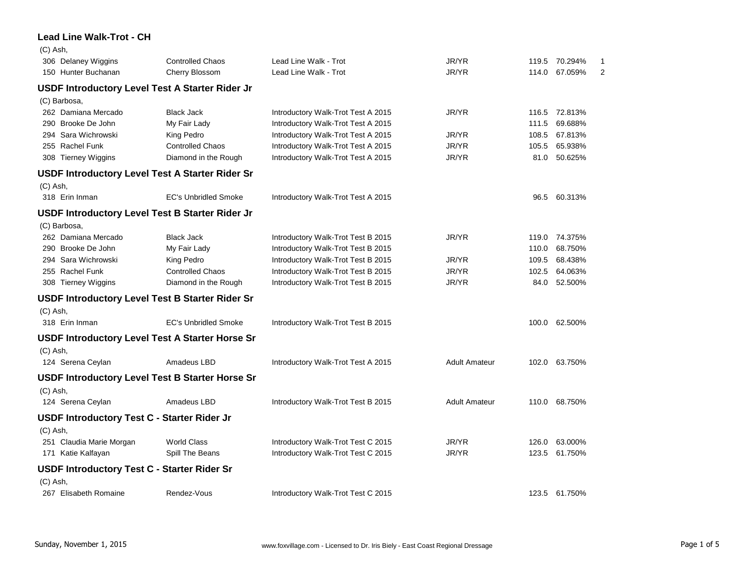## Lead Line Walk-Trot - CH

(C) Ash,

| No. | Rider | Horse | Test | Division | Score | Percent | Place |
|---|---|---|---|---|---|---|---|
| 306 | Delaney Wiggins | Controlled Chaos | Lead Line Walk - Trot | JR/YR | 119.5 | 70.294% | 1 |
| 150 | Hunter Buchanan | Cherry Blossom | Lead Line Walk - Trot | JR/YR | 114.0 | 67.059% | 2 |

## USDF Introductory Level Test A Starter Rider Jr

(C) Barbosa,

| No. | Rider | Horse | Test | Division | Score | Percent |
|---|---|---|---|---|---|---|
| 262 | Damiana Mercado | Black Jack | Introductory Walk-Trot Test A 2015 | JR/YR | 116.5 | 72.813% |
| 290 | Brooke De John | My Fair Lady | Introductory Walk-Trot Test A 2015 | | 111.5 | 69.688% |
| 294 | Sara Wichrowski | King Pedro | Introductory Walk-Trot Test A 2015 | JR/YR | 108.5 | 67.813% |
| 255 | Rachel Funk | Controlled Chaos | Introductory Walk-Trot Test A 2015 | JR/YR | 105.5 | 65.938% |
| 308 | Tierney Wiggins | Diamond in the Rough | Introductory Walk-Trot Test A 2015 | JR/YR | 81.0 | 50.625% |

## USDF Introductory Level Test A Starter Rider Sr

(C) Ash,

| No. | Rider | Horse | Test | Division | Score | Percent |
|---|---|---|---|---|---|---|
| 318 | Erin Inman | EC's Unbridled Smoke | Introductory Walk-Trot Test A 2015 | | 96.5 | 60.313% |

## USDF Introductory Level Test B Starter Rider Jr

(C) Barbosa,

| No. | Rider | Horse | Test | Division | Score | Percent |
|---|---|---|---|---|---|---|
| 262 | Damiana Mercado | Black Jack | Introductory Walk-Trot Test B 2015 | JR/YR | 119.0 | 74.375% |
| 290 | Brooke De John | My Fair Lady | Introductory Walk-Trot Test B 2015 | | 110.0 | 68.750% |
| 294 | Sara Wichrowski | King Pedro | Introductory Walk-Trot Test B 2015 | JR/YR | 109.5 | 68.438% |
| 255 | Rachel Funk | Controlled Chaos | Introductory Walk-Trot Test B 2015 | JR/YR | 102.5 | 64.063% |
| 308 | Tierney Wiggins | Diamond in the Rough | Introductory Walk-Trot Test B 2015 | JR/YR | 84.0 | 52.500% |

## USDF Introductory Level Test B Starter Rider Sr

(C) Ash,

| No. | Rider | Horse | Test | Division | Score | Percent |
|---|---|---|---|---|---|---|
| 318 | Erin Inman | EC's Unbridled Smoke | Introductory Walk-Trot Test B 2015 | | 100.0 | 62.500% |

## USDF Introductory Level Test A Starter Horse Sr

(C) Ash,

| No. | Rider | Horse | Test | Division | Score | Percent |
|---|---|---|---|---|---|---|
| 124 | Serena Ceylan | Amadeus LBD | Introductory Walk-Trot Test A 2015 | Adult Amateur | 102.0 | 63.750% |

## USDF Introductory Level Test B Starter Horse Sr

(C) Ash,

| No. | Rider | Horse | Test | Division | Score | Percent |
|---|---|---|---|---|---|---|
| 124 | Serena Ceylan | Amadeus LBD | Introductory Walk-Trot Test B 2015 | Adult Amateur | 110.0 | 68.750% |

## USDF Introductory Test C - Starter Rider Jr

(C) Ash,

| No. | Rider | Horse | Test | Division | Score | Percent |
|---|---|---|---|---|---|---|
| 251 | Claudia Marie Morgan | World Class | Introductory Walk-Trot Test C 2015 | JR/YR | 126.0 | 63.000% |
| 171 | Katie Kalfayan | Spill The Beans | Introductory Walk-Trot Test C 2015 | JR/YR | 123.5 | 61.750% |

## USDF Introductory Test C - Starter Rider Sr

(C) Ash,

| No. | Rider | Horse | Test | Division | Score | Percent |
|---|---|---|---|---|---|---|
| 267 | Elisabeth Romaine | Rendez-Vous | Introductory Walk-Trot Test C 2015 | | 123.5 | 61.750% |

Sunday, November 1, 2015

www.foxvillage.com - Licensed to Dr. Iris Biely - East Coast Regional Dressage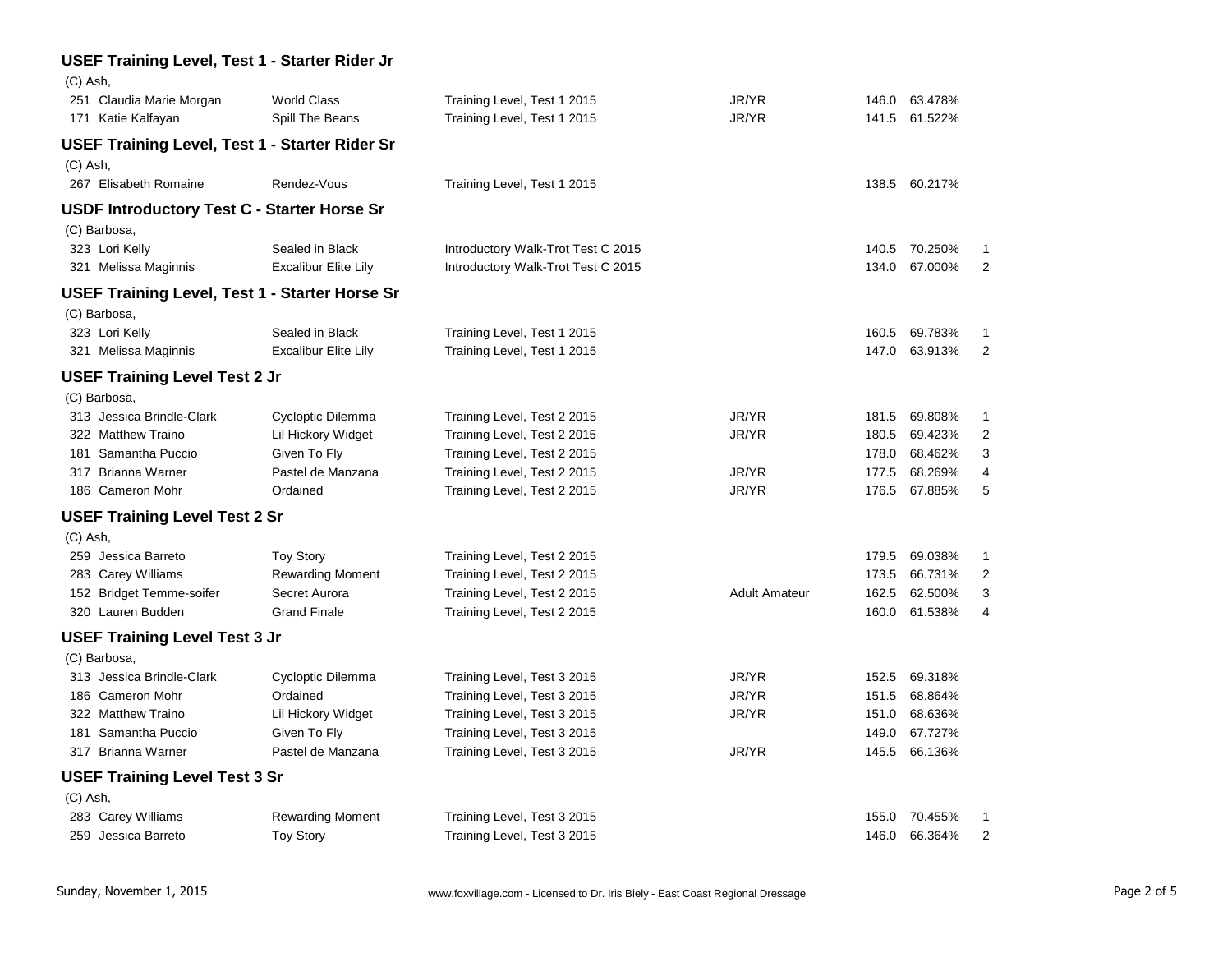### USEF Training Level, Test 1 - Starter Rider Jr

(C) Ash,

| # | Rider | Horse | Test | Division | Score | Percent | Place |
|---|---|---|---|---|---|---|---|
| 251 | Claudia Marie Morgan | World Class | Training Level, Test 1 2015 | JR/YR | 146.0 | 63.478% | |
| 171 | Katie Kalfayan | Spill The Beans | Training Level, Test 1 2015 | JR/YR | 141.5 | 61.522% | |

### USEF Training Level, Test 1 - Starter Rider Sr

(C) Ash,

| # | Rider | Horse | Test | Division | Score | Percent | Place |
|---|---|---|---|---|---|---|---|
| 267 | Elisabeth Romaine | Rendez-Vous | Training Level, Test 1 2015 | | 138.5 | 60.217% | |

### USDF Introductory Test C - Starter Horse Sr

(C) Barbosa,

| # | Rider | Horse | Test | Division | Score | Percent | Place |
|---|---|---|---|---|---|---|---|
| 323 | Lori Kelly | Sealed in Black | Introductory Walk-Trot Test C 2015 | | 140.5 | 70.250% | 1 |
| 321 | Melissa Maginnis | Excalibur Elite Lily | Introductory Walk-Trot Test C 2015 | | 134.0 | 67.000% | 2 |

### USEF Training Level, Test 1 - Starter Horse Sr

(C) Barbosa,

| # | Rider | Horse | Test | Division | Score | Percent | Place |
|---|---|---|---|---|---|---|---|
| 323 | Lori Kelly | Sealed in Black | Training Level, Test 1 2015 | | 160.5 | 69.783% | 1 |
| 321 | Melissa Maginnis | Excalibur Elite Lily | Training Level, Test 1 2015 | | 147.0 | 63.913% | 2 |

### USEF Training Level Test 2 Jr

(C) Barbosa,

| # | Rider | Horse | Test | Division | Score | Percent | Place |
|---|---|---|---|---|---|---|---|
| 313 | Jessica Brindle-Clark | Cycloptic Dilemma | Training Level, Test 2 2015 | JR/YR | 181.5 | 69.808% | 1 |
| 322 | Matthew Traino | Lil Hickory Widget | Training Level, Test 2 2015 | JR/YR | 180.5 | 69.423% | 2 |
| 181 | Samantha Puccio | Given To Fly | Training Level, Test 2 2015 | | 178.0 | 68.462% | 3 |
| 317 | Brianna Warner | Pastel de Manzana | Training Level, Test 2 2015 | JR/YR | 177.5 | 68.269% | 4 |
| 186 | Cameron Mohr | Ordained | Training Level, Test 2 2015 | JR/YR | 176.5 | 67.885% | 5 |

### USEF Training Level Test 2 Sr

(C) Ash,

| # | Rider | Horse | Test | Division | Score | Percent | Place |
|---|---|---|---|---|---|---|---|
| 259 | Jessica Barreto | Toy Story | Training Level, Test 2 2015 | | 179.5 | 69.038% | 1 |
| 283 | Carey Williams | Rewarding Moment | Training Level, Test 2 2015 | | 173.5 | 66.731% | 2 |
| 152 | Bridget Temme-soifer | Secret Aurora | Training Level, Test 2 2015 | Adult Amateur | 162.5 | 62.500% | 3 |
| 320 | Lauren Budden | Grand Finale | Training Level, Test 2 2015 | | 160.0 | 61.538% | 4 |

### USEF Training Level Test 3 Jr

(C) Barbosa,

| # | Rider | Horse | Test | Division | Score | Percent | Place |
|---|---|---|---|---|---|---|---|
| 313 | Jessica Brindle-Clark | Cycloptic Dilemma | Training Level, Test 3 2015 | JR/YR | 152.5 | 69.318% | |
| 186 | Cameron Mohr | Ordained | Training Level, Test 3 2015 | JR/YR | 151.5 | 68.864% | |
| 322 | Matthew Traino | Lil Hickory Widget | Training Level, Test 3 2015 | JR/YR | 151.0 | 68.636% | |
| 181 | Samantha Puccio | Given To Fly | Training Level, Test 3 2015 | | 149.0 | 67.727% | |
| 317 | Brianna Warner | Pastel de Manzana | Training Level, Test 3 2015 | JR/YR | 145.5 | 66.136% | |

### USEF Training Level Test 3 Sr

(C) Ash,

| # | Rider | Horse | Test | Division | Score | Percent | Place |
|---|---|---|---|---|---|---|---|
| 283 | Carey Williams | Rewarding Moment | Training Level, Test 3 2015 | | 155.0 | 70.455% | 1 |
| 259 | Jessica Barreto | Toy Story | Training Level, Test 3 2015 | | 146.0 | 66.364% | 2 |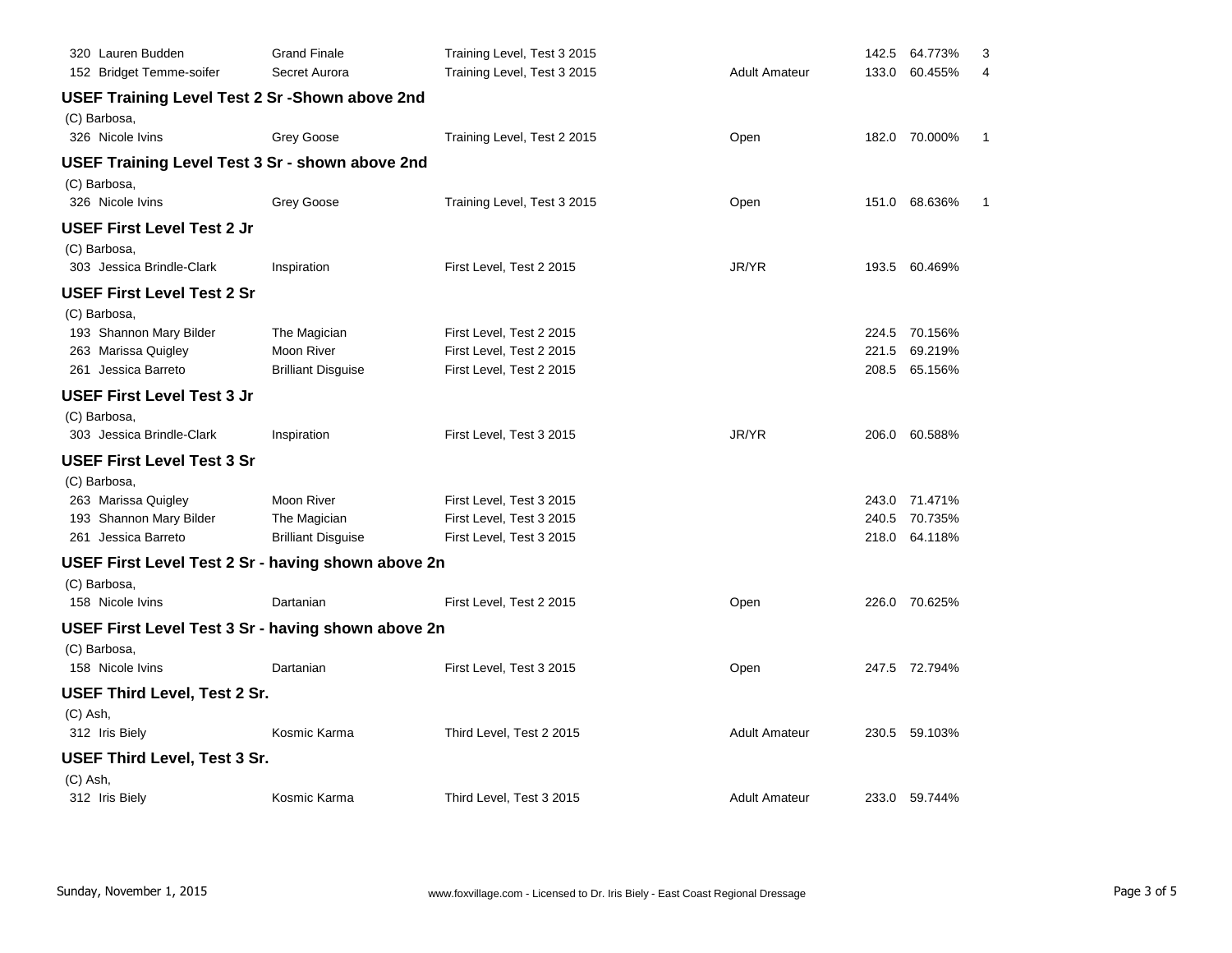| | | | | | | |
|---|---|---|---|---|---|---|
| 320 Lauren Budden | Grand Finale | Training Level, Test 3 2015 | | 142.5 | 64.773% | 3 |
| 152 Bridget Temme-soifer | Secret Aurora | Training Level, Test 3 2015 | Adult Amateur | 133.0 | 60.455% | 4 |

### USEF Training Level Test 2 Sr -Shown above 2nd

(C) Barbosa,

| | | | | | | |
|---|---|---|---|---|---|---|
| 326 Nicole Ivins | Grey Goose | Training Level, Test 2 2015 | Open | 182.0 | 70.000% | 1 |

### USEF Training Level Test 3 Sr - shown above 2nd

(C) Barbosa,

| | | | | | | |
|---|---|---|---|---|---|---|
| 326 Nicole Ivins | Grey Goose | Training Level, Test 3 2015 | Open | 151.0 | 68.636% | 1 |

### USEF First Level Test 2 Jr

(C) Barbosa,

| | | | | | |
|---|---|---|---|---|---|
| 303 Jessica Brindle-Clark | Inspiration | First Level, Test 2 2015 | JR/YR | 193.5 | 60.469% |

### USEF First Level Test 2 Sr

(C) Barbosa,

| | | | | | |
|---|---|---|---|---|---|
| 193 Shannon Mary Bilder | The Magician | First Level, Test 2 2015 | | 224.5 | 70.156% |
| 263 Marissa Quigley | Moon River | First Level, Test 2 2015 | | 221.5 | 69.219% |
| 261 Jessica Barreto | Brilliant Disguise | First Level, Test 2 2015 | | 208.5 | 65.156% |

### USEF First Level Test 3 Jr

(C) Barbosa,

| | | | | | |
|---|---|---|---|---|---|
| 303 Jessica Brindle-Clark | Inspiration | First Level, Test 3 2015 | JR/YR | 206.0 | 60.588% |

### USEF First Level Test 3 Sr

(C) Barbosa,

| | | | | | |
|---|---|---|---|---|---|
| 263 Marissa Quigley | Moon River | First Level, Test 3 2015 | | 243.0 | 71.471% |
| 193 Shannon Mary Bilder | The Magician | First Level, Test 3 2015 | | 240.5 | 70.735% |
| 261 Jessica Barreto | Brilliant Disguise | First Level, Test 3 2015 | | 218.0 | 64.118% |

### USEF First Level Test 2 Sr - having shown above 2n

(C) Barbosa,

| | | | | | |
|---|---|---|---|---|---|
| 158 Nicole Ivins | Dartanian | First Level, Test 2 2015 | Open | 226.0 | 70.625% |

### USEF First Level Test 3 Sr - having shown above 2n

(C) Barbosa,

| | | | | | |
|---|---|---|---|---|---|
| 158 Nicole Ivins | Dartanian | First Level, Test 3 2015 | Open | 247.5 | 72.794% |

### USEF Third Level, Test 2 Sr.

(C) Ash,

| | | | | | |
|---|---|---|---|---|---|
| 312 Iris Biely | Kosmic Karma | Third Level, Test 2 2015 | Adult Amateur | 230.5 | 59.103% |

### USEF Third Level, Test 3 Sr.

(C) Ash,

| | | | | | |
|---|---|---|---|---|---|
| 312 Iris Biely | Kosmic Karma | Third Level, Test 3 2015 | Adult Amateur | 233.0 | 59.744% |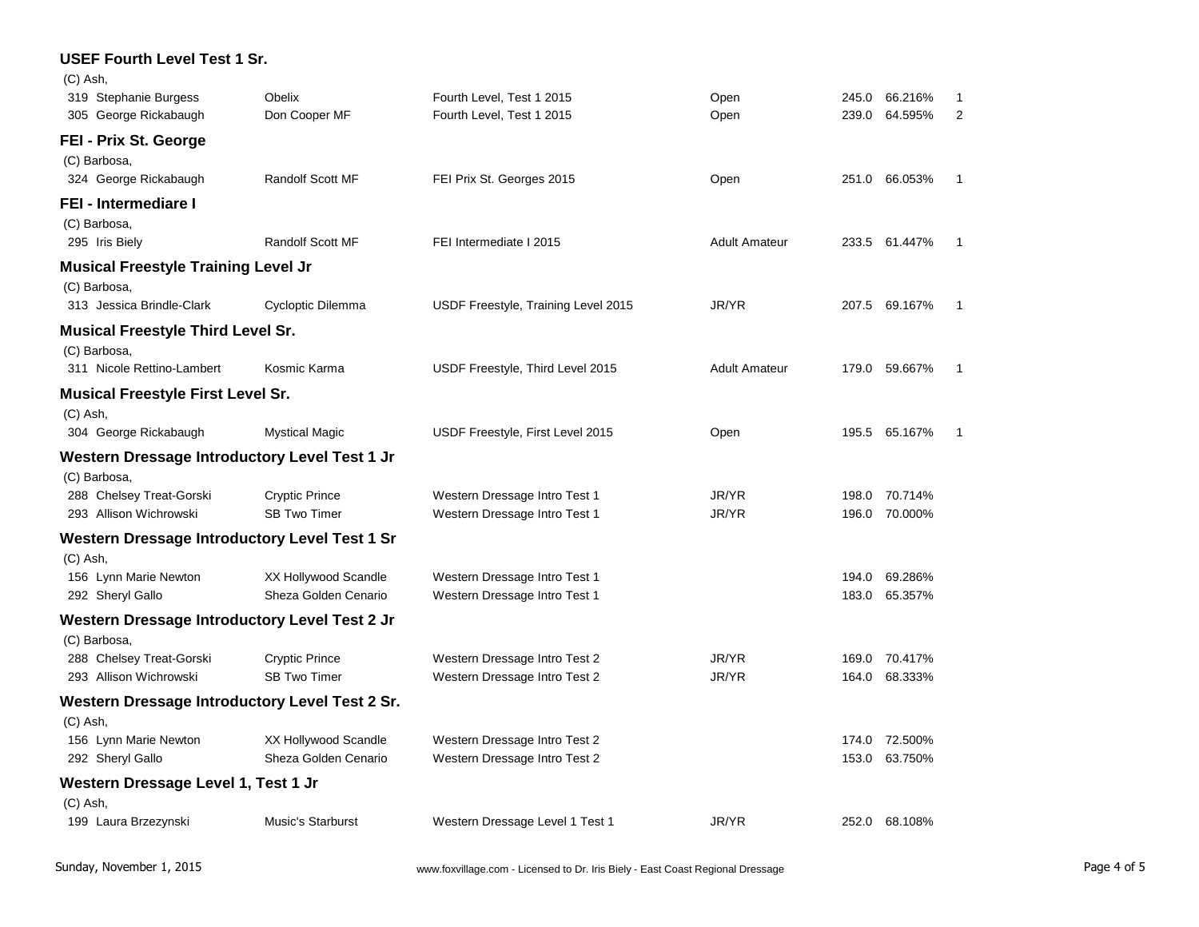### USEF Fourth Level Test 1 Sr.

(C) Ash,

| No. | Rider | Horse | Test | Division | Score | Percent | Place |
|---|---|---|---|---|---|---|---|
| 319 | Stephanie Burgess | Obelix | Fourth Level, Test 1 2015 | Open | 245.0 | 66.216% | 1 |
| 305 | George Rickabaugh | Don Cooper MF | Fourth Level, Test 1 2015 | Open | 239.0 | 64.595% | 2 |

### FEI - Prix St. George

(C) Barbosa,

| No. | Rider | Horse | Test | Division | Score | Percent | Place |
|---|---|---|---|---|---|---|---|
| 324 | George Rickabaugh | Randolf Scott MF | FEI Prix St. Georges 2015 | Open | 251.0 | 66.053% | 1 |

### FEI - Intermediare I

(C) Barbosa,

| No. | Rider | Horse | Test | Division | Score | Percent | Place |
|---|---|---|---|---|---|---|---|
| 295 | Iris Biely | Randolf Scott MF | FEI Intermediate I 2015 | Adult Amateur | 233.5 | 61.447% | 1 |

### Musical Freestyle Training Level Jr

(C) Barbosa,

| No. | Rider | Horse | Test | Division | Score | Percent | Place |
|---|---|---|---|---|---|---|---|
| 313 | Jessica Brindle-Clark | Cycloptic Dilemma | USDF Freestyle, Training Level 2015 | JR/YR | 207.5 | 69.167% | 1 |

### Musical Freestyle Third Level Sr.

(C) Barbosa,

| No. | Rider | Horse | Test | Division | Score | Percent | Place |
|---|---|---|---|---|---|---|---|
| 311 | Nicole Rettino-Lambert | Kosmic Karma | USDF Freestyle, Third Level 2015 | Adult Amateur | 179.0 | 59.667% | 1 |

### Musical Freestyle First Level Sr.

(C) Ash,

| No. | Rider | Horse | Test | Division | Score | Percent | Place |
|---|---|---|---|---|---|---|---|
| 304 | George Rickabaugh | Mystical Magic | USDF Freestyle, First Level 2015 | Open | 195.5 | 65.167% | 1 |

### Western Dressage Introductory Level Test 1 Jr

(C) Barbosa,

| No. | Rider | Horse | Test | Division | Score | Percent | Place |
|---|---|---|---|---|---|---|---|
| 288 | Chelsey Treat-Gorski | Cryptic Prince | Western Dressage Intro Test 1 | JR/YR | 198.0 | 70.714% | |
| 293 | Allison Wichrowski | SB Two Timer | Western Dressage Intro Test 1 | JR/YR | 196.0 | 70.000% | |

### Western Dressage Introductory Level Test 1 Sr

(C) Ash,

| No. | Rider | Horse | Test | Division | Score | Percent | Place |
|---|---|---|---|---|---|---|---|
| 156 | Lynn Marie Newton | XX Hollywood Scandle | Western Dressage Intro Test 1 | | 194.0 | 69.286% | |
| 292 | Sheryl Gallo | Sheza Golden Cenario | Western Dressage Intro Test 1 | | 183.0 | 65.357% | |

### Western Dressage Introductory Level Test 2 Jr

(C) Barbosa,

| No. | Rider | Horse | Test | Division | Score | Percent | Place |
|---|---|---|---|---|---|---|---|
| 288 | Chelsey Treat-Gorski | Cryptic Prince | Western Dressage Intro Test 2 | JR/YR | 169.0 | 70.417% | |
| 293 | Allison Wichrowski | SB Two Timer | Western Dressage Intro Test 2 | JR/YR | 164.0 | 68.333% | |

### Western Dressage Introductory Level Test 2 Sr.

(C) Ash,

| No. | Rider | Horse | Test | Division | Score | Percent | Place |
|---|---|---|---|---|---|---|---|
| 156 | Lynn Marie Newton | XX Hollywood Scandle | Western Dressage Intro Test 2 | | 174.0 | 72.500% | |
| 292 | Sheryl Gallo | Sheza Golden Cenario | Western Dressage Intro Test 2 | | 153.0 | 63.750% | |

### Western Dressage Level 1, Test 1 Jr

(C) Ash,

| No. | Rider | Horse | Test | Division | Score | Percent | Place |
|---|---|---|---|---|---|---|---|
| 199 | Laura Brzezynski | Music's Starburst | Western Dressage Level 1 Test 1 | JR/YR | 252.0 | 68.108% | |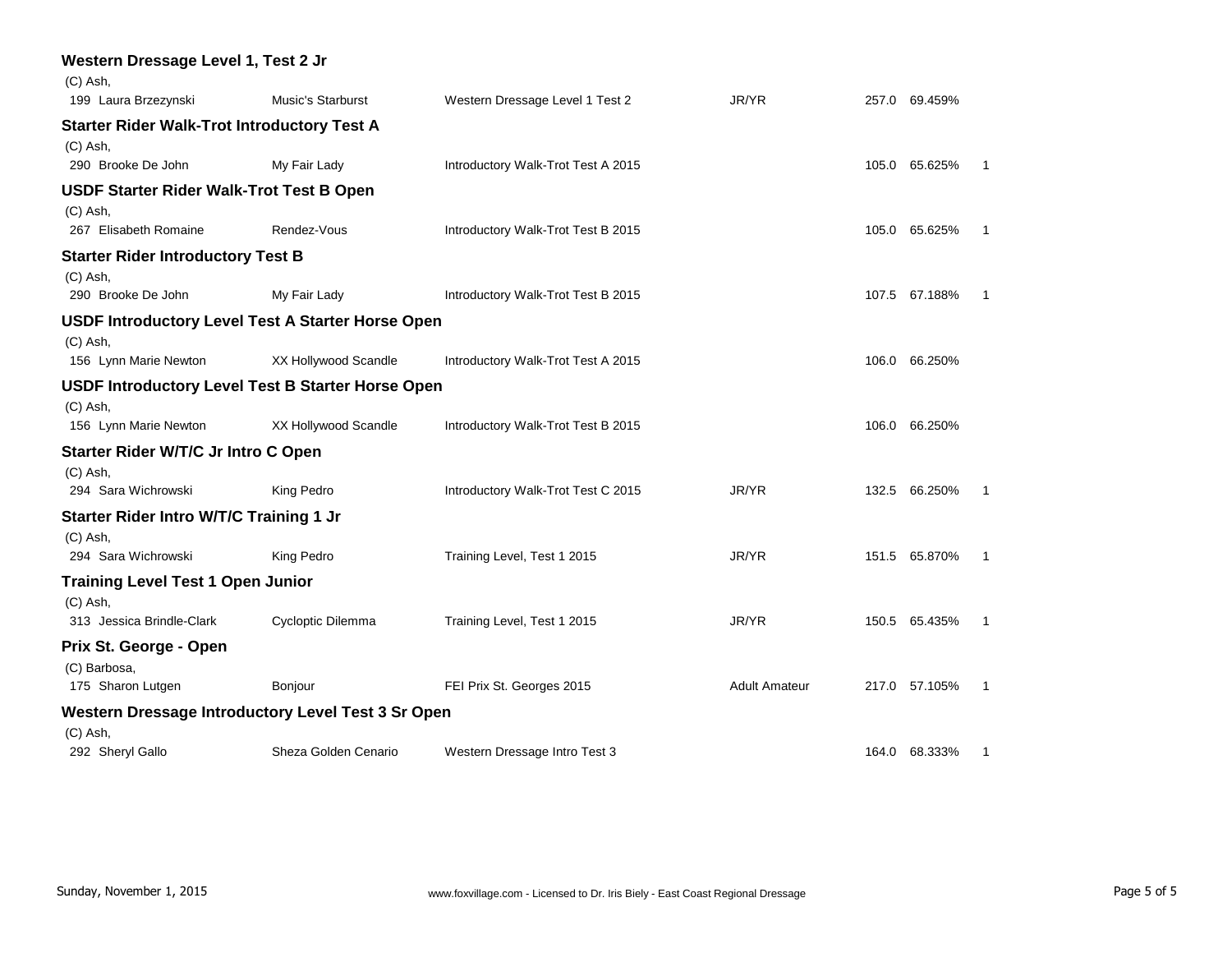### Western Dressage Level 1, Test 2 Jr

(C) Ash,

| | | | | | | |
|---|---|---|---|---|---|---|
| 199 Laura Brzezynski | Music's Starburst | Western Dressage Level 1 Test 2 | JR/YR | 257.0 | 69.459% | |

### Starter Rider Walk-Trot Introductory Test A

(C) Ash,

| | | | | | | |
|---|---|---|---|---|---|---|
| 290 Brooke De John | My Fair Lady | Introductory Walk-Trot Test A 2015 | | 105.0 | 65.625% | 1 |

### USDF Starter Rider Walk-Trot Test B Open

(C) Ash,

| | | | | | | |
|---|---|---|---|---|---|---|
| 267 Elisabeth Romaine | Rendez-Vous | Introductory Walk-Trot Test B 2015 | | 105.0 | 65.625% | 1 |

### Starter Rider Introductory Test B

(C) Ash,

| | | | | | | |
|---|---|---|---|---|---|---|
| 290 Brooke De John | My Fair Lady | Introductory Walk-Trot Test B 2015 | | 107.5 | 67.188% | 1 |

### USDF Introductory Level Test A Starter Horse Open

(C) Ash,

| | | | | | | |
|---|---|---|---|---|---|---|
| 156 Lynn Marie Newton | XX Hollywood Scandle | Introductory Walk-Trot Test A 2015 | | 106.0 | 66.250% | |

### USDF Introductory Level Test B Starter Horse Open

(C) Ash,

| | | | | | | |
|---|---|---|---|---|---|---|
| 156 Lynn Marie Newton | XX Hollywood Scandle | Introductory Walk-Trot Test B 2015 | | 106.0 | 66.250% | |

### Starter Rider W/T/C Jr Intro C Open

(C) Ash,

| | | | | | | |
|---|---|---|---|---|---|---|
| 294 Sara Wichrowski | King Pedro | Introductory Walk-Trot Test C 2015 | JR/YR | 132.5 | 66.250% | 1 |

### Starter Rider Intro W/T/C Training 1 Jr

(C) Ash,

| | | | | | | |
|---|---|---|---|---|---|---|
| 294 Sara Wichrowski | King Pedro | Training Level, Test 1 2015 | JR/YR | 151.5 | 65.870% | 1 |

### Training Level Test 1 Open Junior

(C) Ash,

| | | | | | | |
|---|---|---|---|---|---|---|
| 313 Jessica Brindle-Clark | Cycloptic Dilemma | Training Level, Test 1 2015 | JR/YR | 150.5 | 65.435% | 1 |

### Prix St. George - Open

(C) Barbosa,

| | | | | | | |
|---|---|---|---|---|---|---|
| 175 Sharon Lutgen | Bonjour | FEI Prix St. Georges 2015 | Adult Amateur | 217.0 | 57.105% | 1 |

### Western Dressage Introductory Level Test 3 Sr Open

(C) Ash,

| | | | | | | |
|---|---|---|---|---|---|---|
| 292 Sheryl Gallo | Sheza Golden Cenario | Western Dressage Intro Test 3 | | 164.0 | 68.333% | 1 |